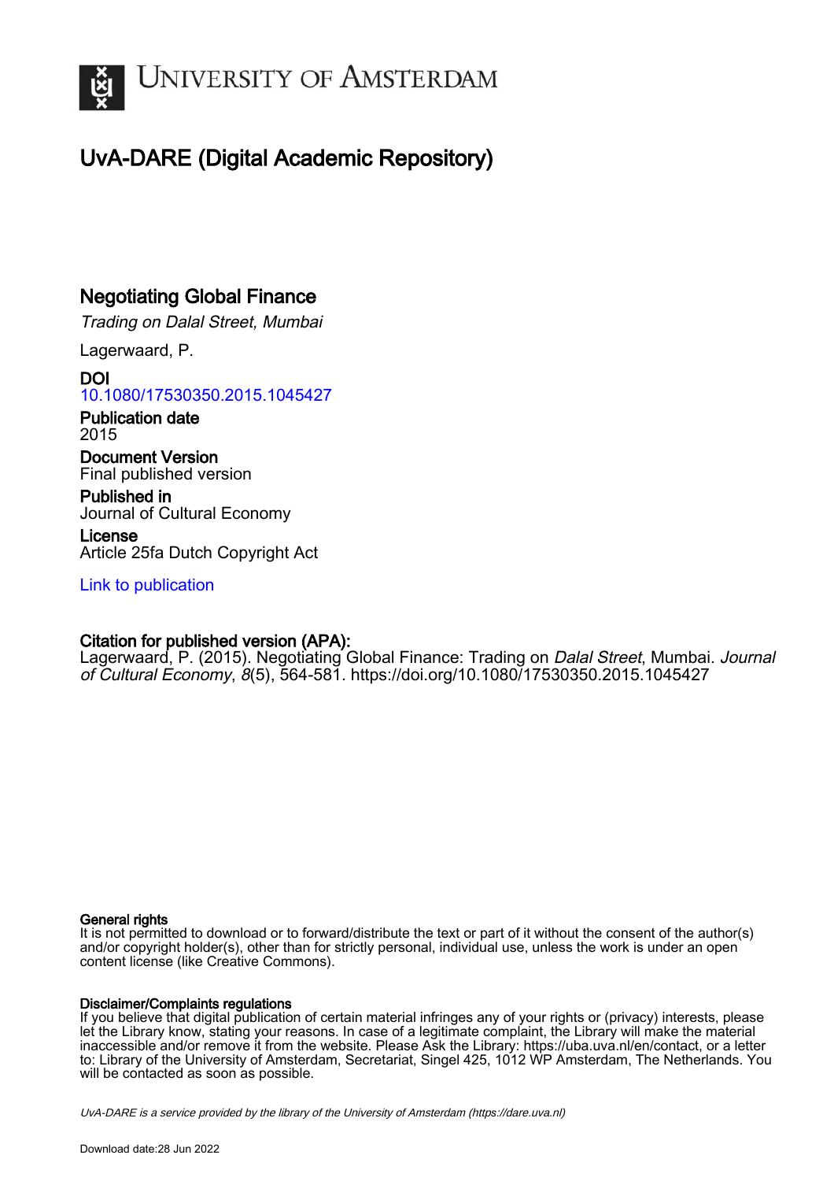# UvA-DARE (Digital Academic Repository)

## Negotiating Global Finance

*Trading on Dalal Street, Mumbai*

Lagerwaard, P.

**DOI**
10.1080/17530350.2015.1045427

**Publication date**
2015

**Document Version**
Final published version

**Published in**
Journal of Cultural Economy

**License**
Article 25fa Dutch Copyright Act

Link to publication

**Citation for published version (APA):**
Lagerwaard, P. (2015). Negotiating Global Finance: Trading on *Dalal Street*, Mumbai. *Journal of Cultural Economy*, *8*(5), 564-581. https://doi.org/10.1080/17530350.2015.1045427

**General rights**
It is not permitted to download or to forward/distribute the text or part of it without the consent of the author(s) and/or copyright holder(s), other than for strictly personal, individual use, unless the work is under an open content license (like Creative Commons).

**Disclaimer/Complaints regulations**
If you believe that digital publication of certain material infringes any of your rights or (privacy) interests, please let the Library know, stating your reasons. In case of a legitimate complaint, the Library will make the material inaccessible and/or remove it from the website. Please Ask the Library: https://uba.uva.nl/en/contact, or a letter to: Library of the University of Amsterdam, Secretariat, Singel 425, 1012 WP Amsterdam, The Netherlands. You will be contacted as soon as possible.

*UvA-DARE is a service provided by the library of the University of Amsterdam (https://dare.uva.nl)*

Download date:28 Jun 2022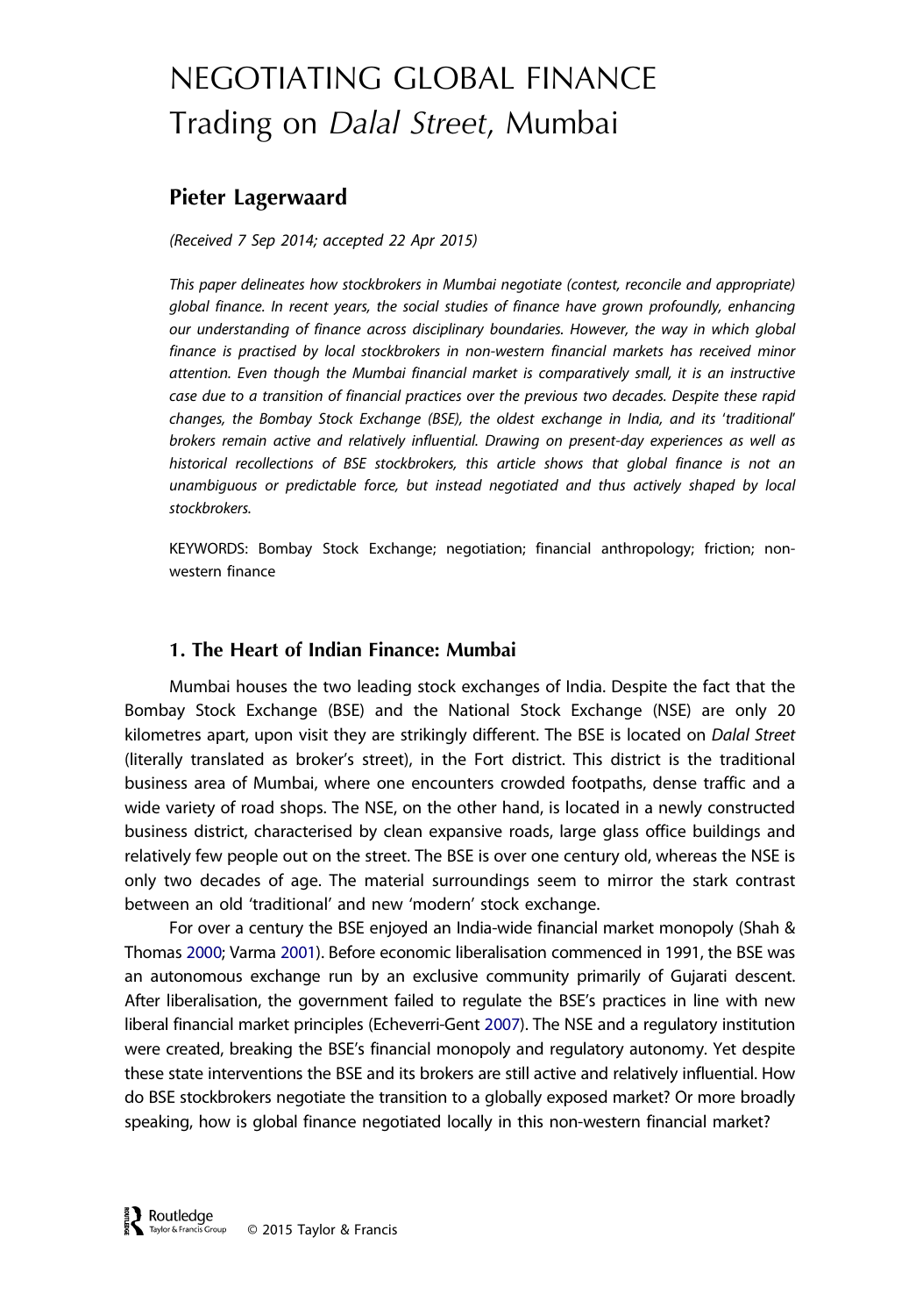# NEGOTIATING GLOBAL FINANCE
## Trading on *Dalal Street*, Mumbai

**Pieter Lagerwaard**

*(Received 7 Sep 2014; accepted 22 Apr 2015)*

*This paper delineates how stockbrokers in Mumbai negotiate (contest, reconcile and appropriate) global finance. In recent years, the social studies of finance have grown profoundly, enhancing our understanding of finance across disciplinary boundaries. However, the way in which global finance is practised by local stockbrokers in non-western financial markets has received minor attention. Even though the Mumbai financial market is comparatively small, it is an instructive case due to a transition of financial practices over the previous two decades. Despite these rapid changes, the Bombay Stock Exchange (BSE), the oldest exchange in India, and its 'traditional' brokers remain active and relatively influential. Drawing on present-day experiences as well as historical recollections of BSE stockbrokers, this article shows that global finance is not an unambiguous or predictable force, but instead negotiated and thus actively shaped by local stockbrokers.*

KEYWORDS: Bombay Stock Exchange; negotiation; financial anthropology; friction; non-western finance

### 1. The Heart of Indian Finance: Mumbai

Mumbai houses the two leading stock exchanges of India. Despite the fact that the Bombay Stock Exchange (BSE) and the National Stock Exchange (NSE) are only 20 kilometres apart, upon visit they are strikingly different. The BSE is located on *Dalal Street* (literally translated as broker's street), in the Fort district. This district is the traditional business area of Mumbai, where one encounters crowded footpaths, dense traffic and a wide variety of road shops. The NSE, on the other hand, is located in a newly constructed business district, characterised by clean expansive roads, large glass office buildings and relatively few people out on the street. The BSE is over one century old, whereas the NSE is only two decades of age. The material surroundings seem to mirror the stark contrast between an old 'traditional' and new 'modern' stock exchange.

For over a century the BSE enjoyed an India-wide financial market monopoly (Shah & Thomas 2000; Varma 2001). Before economic liberalisation commenced in 1991, the BSE was an autonomous exchange run by an exclusive community primarily of Gujarati descent. After liberalisation, the government failed to regulate the BSE's practices in line with new liberal financial market principles (Echeverri-Gent 2007). The NSE and a regulatory institution were created, breaking the BSE's financial monopoly and regulatory autonomy. Yet despite these state interventions the BSE and its brokers are still active and relatively influential. How do BSE stockbrokers negotiate the transition to a globally exposed market? Or more broadly speaking, how is global finance negotiated locally in this non-western financial market?

© 2015 Taylor & Francis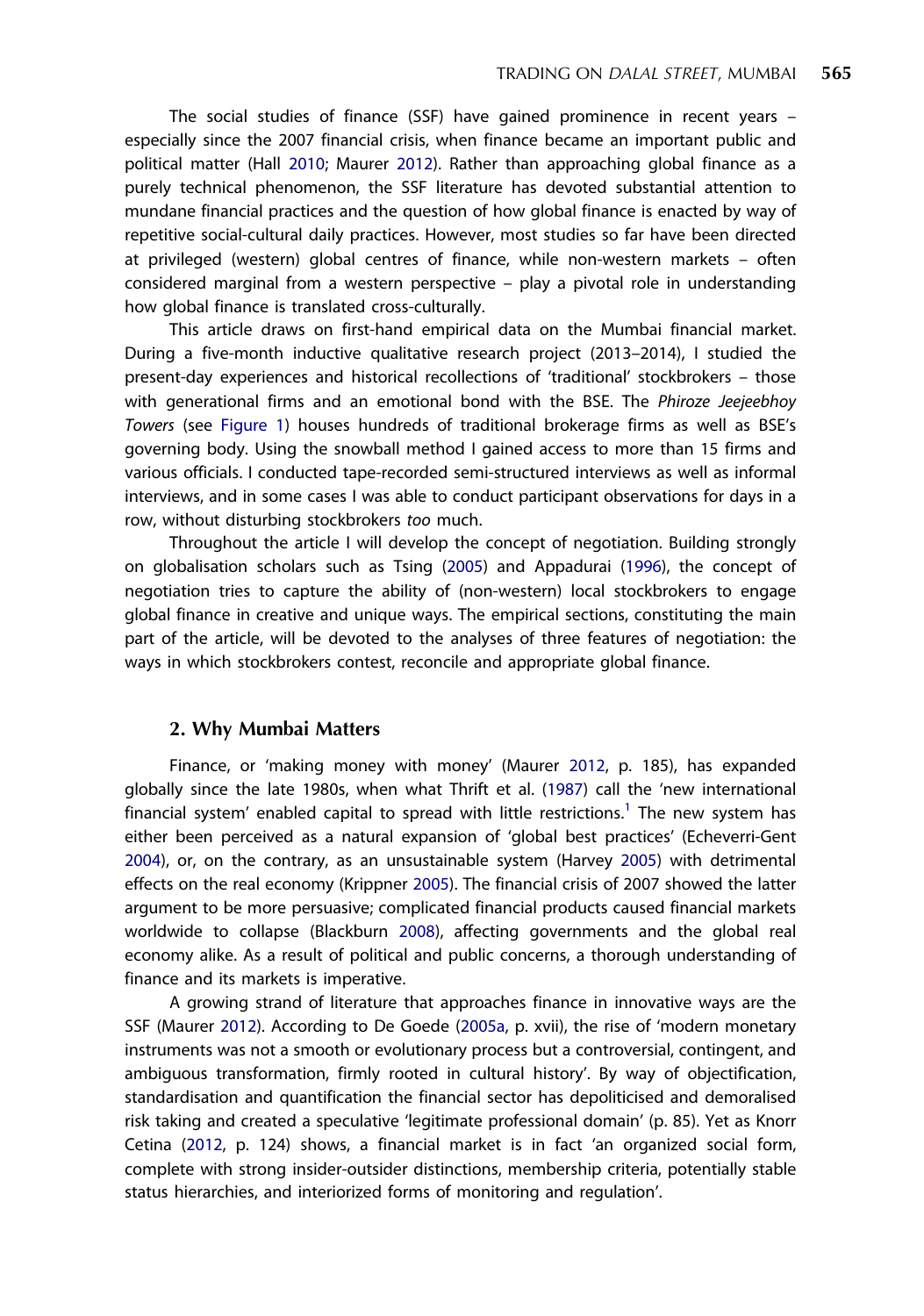The social studies of finance (SSF) have gained prominence in recent years – especially since the 2007 financial crisis, when finance became an important public and political matter (Hall 2010; Maurer 2012). Rather than approaching global finance as a purely technical phenomenon, the SSF literature has devoted substantial attention to mundane financial practices and the question of how global finance is enacted by way of repetitive social-cultural daily practices. However, most studies so far have been directed at privileged (western) global centres of finance, while non-western markets – often considered marginal from a western perspective – play a pivotal role in understanding how global finance is translated cross-culturally.

This article draws on first-hand empirical data on the Mumbai financial market. During a five-month inductive qualitative research project (2013–2014), I studied the present-day experiences and historical recollections of 'traditional' stockbrokers – those with generational firms and an emotional bond with the BSE. The *Phiroze Jeejeebhoy Towers* (see Figure 1) houses hundreds of traditional brokerage firms as well as BSE's governing body. Using the snowball method I gained access to more than 15 firms and various officials. I conducted tape-recorded semi-structured interviews as well as informal interviews, and in some cases I was able to conduct participant observations for days in a row, without disturbing stockbrokers *too* much.

Throughout the article I will develop the concept of negotiation. Building strongly on globalisation scholars such as Tsing (2005) and Appadurai (1996), the concept of negotiation tries to capture the ability of (non-western) local stockbrokers to engage global finance in creative and unique ways. The empirical sections, constituting the main part of the article, will be devoted to the analyses of three features of negotiation: the ways in which stockbrokers contest, reconcile and appropriate global finance.

## 2. Why Mumbai Matters

Finance, or 'making money with money' (Maurer 2012, p. 185), has expanded globally since the late 1980s, when what Thrift et al. (1987) call the 'new international financial system' enabled capital to spread with little restrictions.[1] The new system has either been perceived as a natural expansion of 'global best practices' (Echeverri-Gent 2004), or, on the contrary, as an unsustainable system (Harvey 2005) with detrimental effects on the real economy (Krippner 2005). The financial crisis of 2007 showed the latter argument to be more persuasive; complicated financial products caused financial markets worldwide to collapse (Blackburn 2008), affecting governments and the global real economy alike. As a result of political and public concerns, a thorough understanding of finance and its markets is imperative.

A growing strand of literature that approaches finance in innovative ways are the SSF (Maurer 2012). According to De Goede (2005a, p. xvii), the rise of 'modern monetary instruments was not a smooth or evolutionary process but a controversial, contingent, and ambiguous transformation, firmly rooted in cultural history'. By way of objectification, standardisation and quantification the financial sector has depoliticised and demoralised risk taking and created a speculative 'legitimate professional domain' (p. 85). Yet as Knorr Cetina (2012, p. 124) shows, a financial market is in fact 'an organized social form, complete with strong insider-outsider distinctions, membership criteria, potentially stable status hierarchies, and interiorized forms of monitoring and regulation'.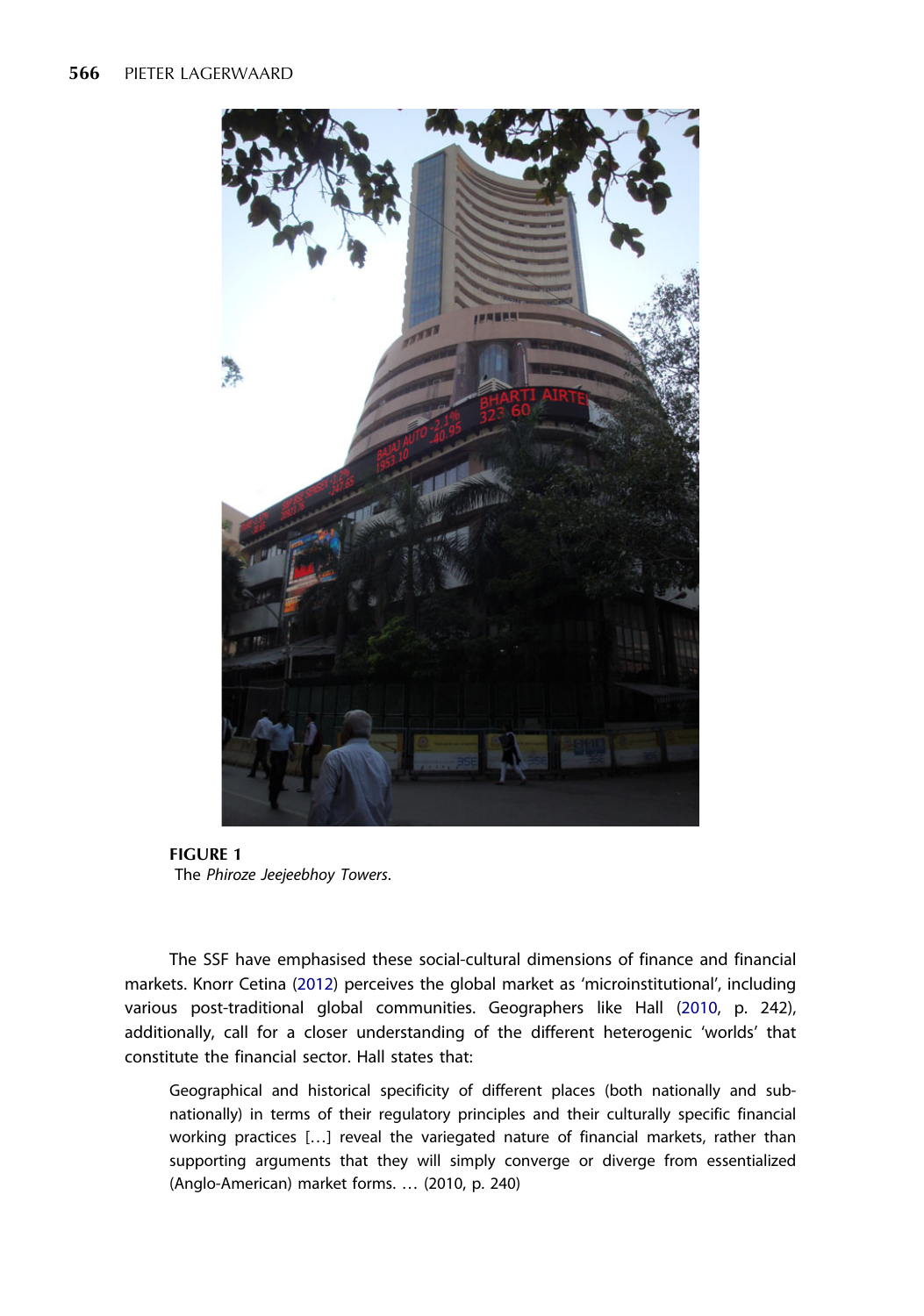**FIGURE 1**
The *Phiroze Jeejeebhoy Towers*.

The SSF have emphasised these social-cultural dimensions of finance and financial markets. Knorr Cetina (2012) perceives the global market as 'microinstitutional', including various post-traditional global communities. Geographers like Hall (2010, p. 242), additionally, call for a closer understanding of the different heterogenic 'worlds' that constitute the financial sector. Hall states that:

> Geographical and historical specificity of different places (both nationally and sub-nationally) in terms of their regulatory principles and their culturally specific financial working practices […] reveal the variegated nature of financial markets, rather than supporting arguments that they will simply converge or diverge from essentialized (Anglo-American) market forms. … (2010, p. 240)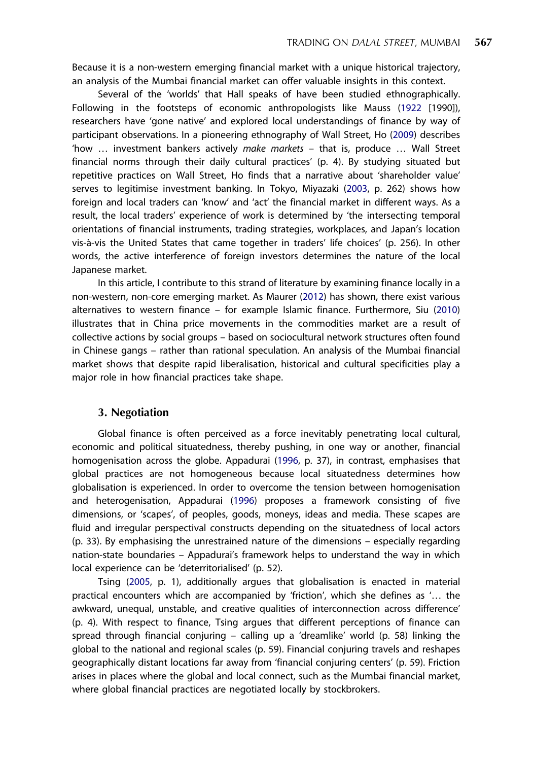Because it is a non-western emerging financial market with a unique historical trajectory, an analysis of the Mumbai financial market can offer valuable insights in this context.

Several of the 'worlds' that Hall speaks of have been studied ethnographically. Following in the footsteps of economic anthropologists like Mauss (1922 [1990]), researchers have 'gone native' and explored local understandings of finance by way of participant observations. In a pioneering ethnography of Wall Street, Ho (2009) describes 'how … investment bankers actively *make markets* – that is, produce … Wall Street financial norms through their daily cultural practices' (p. 4). By studying situated but repetitive practices on Wall Street, Ho finds that a narrative about 'shareholder value' serves to legitimise investment banking. In Tokyo, Miyazaki (2003, p. 262) shows how foreign and local traders can 'know' and 'act' the financial market in different ways. As a result, the local traders' experience of work is determined by 'the intersecting temporal orientations of financial instruments, trading strategies, workplaces, and Japan's location vis-à-vis the United States that came together in traders' life choices' (p. 256). In other words, the active interference of foreign investors determines the nature of the local Japanese market.

In this article, I contribute to this strand of literature by examining finance locally in a non-western, non-core emerging market. As Maurer (2012) has shown, there exist various alternatives to western finance – for example Islamic finance. Furthermore, Siu (2010) illustrates that in China price movements in the commodities market are a result of collective actions by social groups – based on sociocultural network structures often found in Chinese gangs – rather than rational speculation. An analysis of the Mumbai financial market shows that despite rapid liberalisation, historical and cultural specificities play a major role in how financial practices take shape.

## 3. Negotiation

Global finance is often perceived as a force inevitably penetrating local cultural, economic and political situatedness, thereby pushing, in one way or another, financial homogenisation across the globe. Appadurai (1996, p. 37), in contrast, emphasises that global practices are not homogeneous because local situatedness determines how globalisation is experienced. In order to overcome the tension between homogenisation and heterogenisation, Appadurai (1996) proposes a framework consisting of five dimensions, or 'scapes', of peoples, goods, moneys, ideas and media. These scapes are fluid and irregular perspectival constructs depending on the situatedness of local actors (p. 33). By emphasising the unrestrained nature of the dimensions – especially regarding nation-state boundaries – Appadurai's framework helps to understand the way in which local experience can be 'deterritorialised' (p. 52).

Tsing (2005, p. 1), additionally argues that globalisation is enacted in material practical encounters which are accompanied by 'friction', which she defines as '… the awkward, unequal, unstable, and creative qualities of interconnection across difference' (p. 4). With respect to finance, Tsing argues that different perceptions of finance can spread through financial conjuring – calling up a 'dreamlike' world (p. 58) linking the global to the national and regional scales (p. 59). Financial conjuring travels and reshapes geographically distant locations far away from 'financial conjuring centers' (p. 59). Friction arises in places where the global and local connect, such as the Mumbai financial market, where global financial practices are negotiated locally by stockbrokers.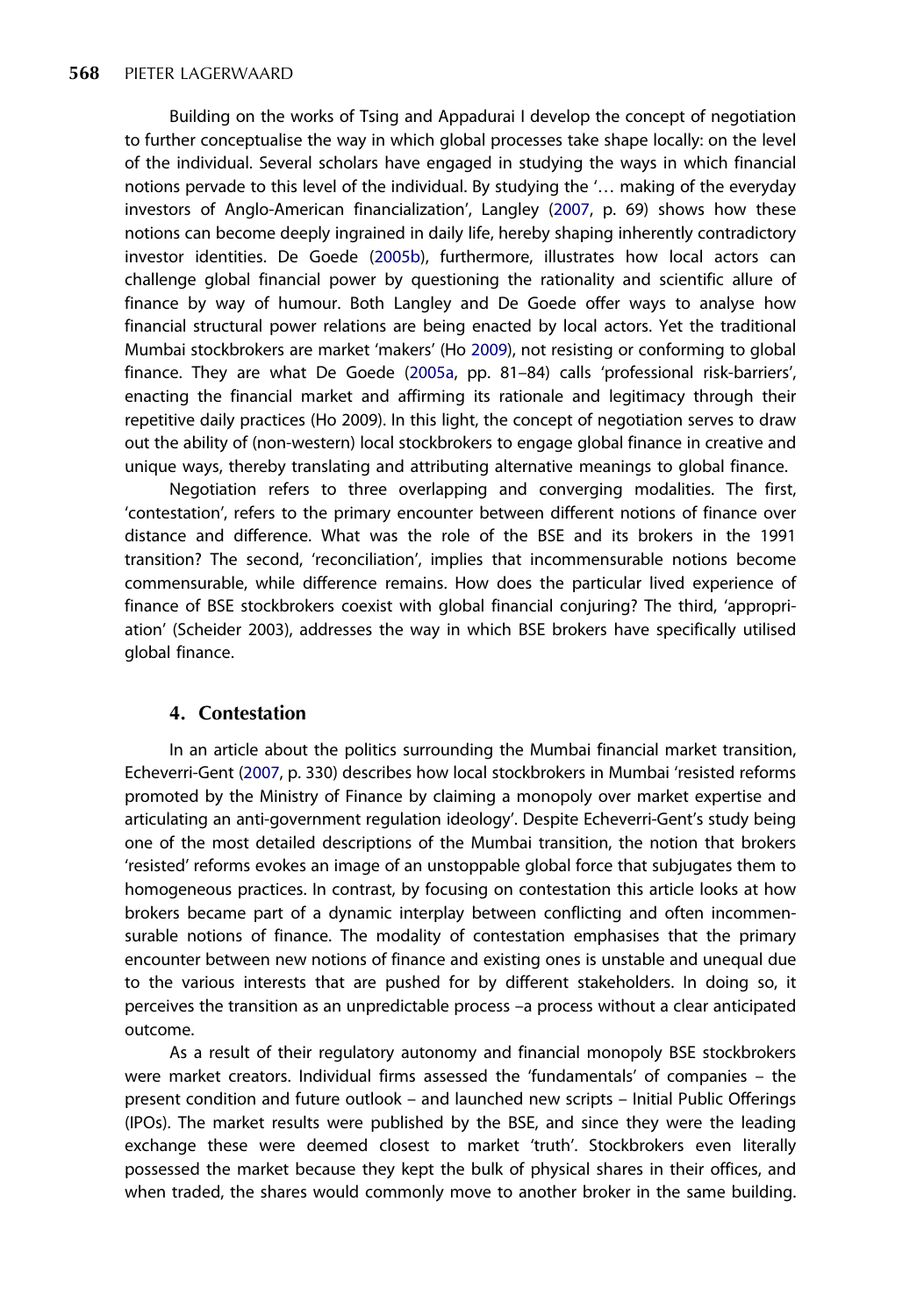Building on the works of Tsing and Appadurai I develop the concept of negotiation to further conceptualise the way in which global processes take shape locally: on the level of the individual. Several scholars have engaged in studying the ways in which financial notions pervade to this level of the individual. By studying the '… making of the everyday investors of Anglo-American financialization', Langley (2007, p. 69) shows how these notions can become deeply ingrained in daily life, hereby shaping inherently contradictory investor identities. De Goede (2005b), furthermore, illustrates how local actors can challenge global financial power by questioning the rationality and scientific allure of finance by way of humour. Both Langley and De Goede offer ways to analyse how financial structural power relations are being enacted by local actors. Yet the traditional Mumbai stockbrokers are market 'makers' (Ho 2009), not resisting or conforming to global finance. They are what De Goede (2005a, pp. 81–84) calls 'professional risk-barriers', enacting the financial market and affirming its rationale and legitimacy through their repetitive daily practices (Ho 2009). In this light, the concept of negotiation serves to draw out the ability of (non-western) local stockbrokers to engage global finance in creative and unique ways, thereby translating and attributing alternative meanings to global finance.

Negotiation refers to three overlapping and converging modalities. The first, 'contestation', refers to the primary encounter between different notions of finance over distance and difference. What was the role of the BSE and its brokers in the 1991 transition? The second, 'reconciliation', implies that incommensurable notions become commensurable, while difference remains. How does the particular lived experience of finance of BSE stockbrokers coexist with global financial conjuring? The third, 'appropriation' (Scheider 2003), addresses the way in which BSE brokers have specifically utilised global finance.

## 4. Contestation

In an article about the politics surrounding the Mumbai financial market transition, Echeverri-Gent (2007, p. 330) describes how local stockbrokers in Mumbai 'resisted reforms promoted by the Ministry of Finance by claiming a monopoly over market expertise and articulating an anti-government regulation ideology'. Despite Echeverri-Gent's study being one of the most detailed descriptions of the Mumbai transition, the notion that brokers 'resisted' reforms evokes an image of an unstoppable global force that subjugates them to homogeneous practices. In contrast, by focusing on contestation this article looks at how brokers became part of a dynamic interplay between conflicting and often incommensurable notions of finance. The modality of contestation emphasises that the primary encounter between new notions of finance and existing ones is unstable and unequal due to the various interests that are pushed for by different stakeholders. In doing so, it perceives the transition as an unpredictable process –a process without a clear anticipated outcome.

As a result of their regulatory autonomy and financial monopoly BSE stockbrokers were market creators. Individual firms assessed the 'fundamentals' of companies – the present condition and future outlook – and launched new scripts – Initial Public Offerings (IPOs). The market results were published by the BSE, and since they were the leading exchange these were deemed closest to market 'truth'. Stockbrokers even literally possessed the market because they kept the bulk of physical shares in their offices, and when traded, the shares would commonly move to another broker in the same building.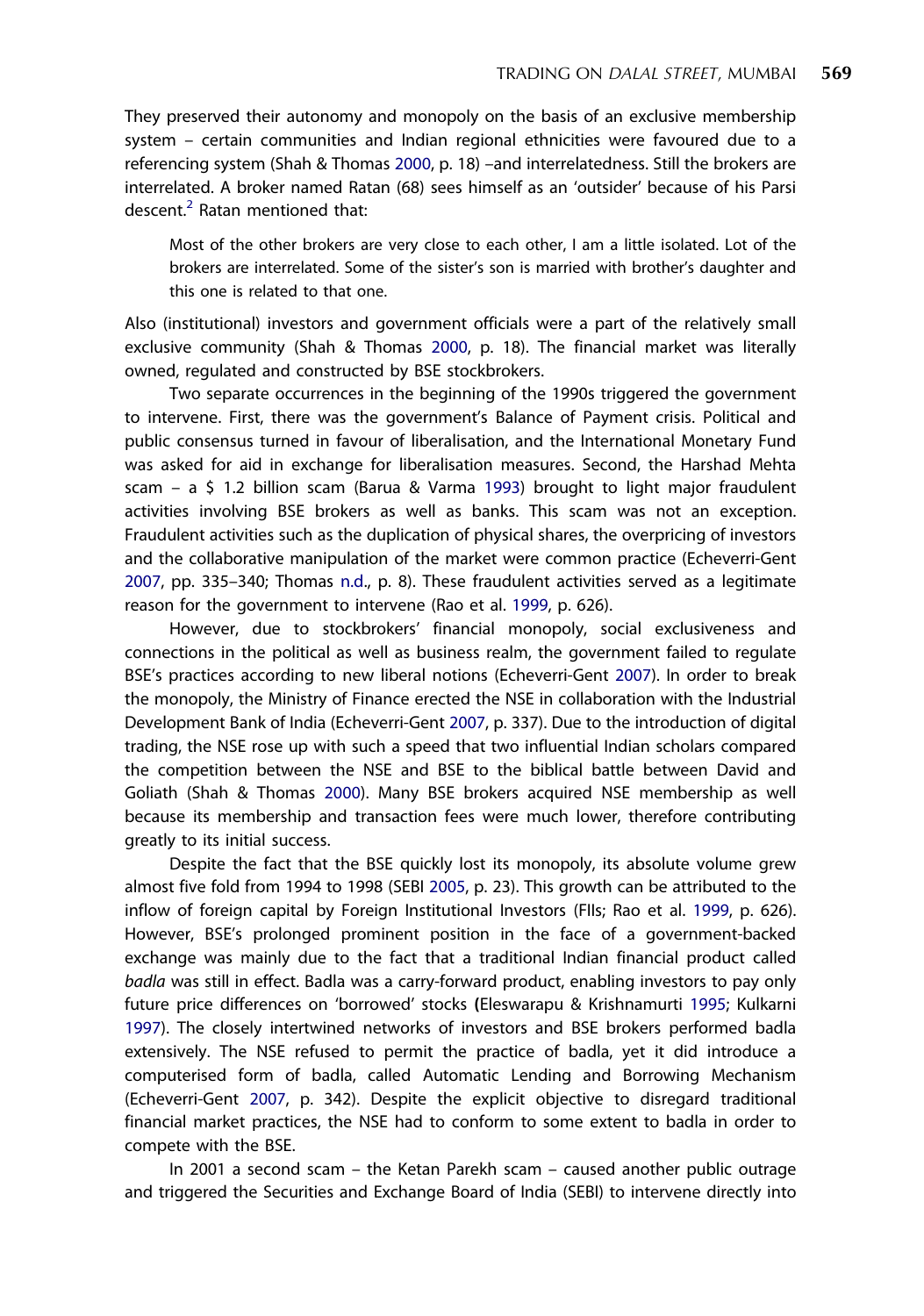They preserved their autonomy and monopoly on the basis of an exclusive membership system – certain communities and Indian regional ethnicities were favoured due to a referencing system (Shah & Thomas 2000, p. 18) –and interrelatedness. Still the brokers are interrelated. A broker named Ratan (68) sees himself as an 'outsider' because of his Parsi descent.[2] Ratan mentioned that:

> Most of the other brokers are very close to each other, I am a little isolated. Lot of the brokers are interrelated. Some of the sister's son is married with brother's daughter and this one is related to that one.

Also (institutional) investors and government officials were a part of the relatively small exclusive community (Shah & Thomas 2000, p. 18). The financial market was literally owned, regulated and constructed by BSE stockbrokers.

Two separate occurrences in the beginning of the 1990s triggered the government to intervene. First, there was the government's Balance of Payment crisis. Political and public consensus turned in favour of liberalisation, and the International Monetary Fund was asked for aid in exchange for liberalisation measures. Second, the Harshad Mehta scam – a $ 1.2 billion scam (Barua & Varma 1993) brought to light major fraudulent activities involving BSE brokers as well as banks. This scam was not an exception. Fraudulent activities such as the duplication of physical shares, the overpricing of investors and the collaborative manipulation of the market were common practice (Echeverri-Gent 2007, pp. 335–340; Thomas n.d., p. 8). These fraudulent activities served as a legitimate reason for the government to intervene (Rao et al. 1999, p. 626).

However, due to stockbrokers' financial monopoly, social exclusiveness and connections in the political as well as business realm, the government failed to regulate BSE's practices according to new liberal notions (Echeverri-Gent 2007). In order to break the monopoly, the Ministry of Finance erected the NSE in collaboration with the Industrial Development Bank of India (Echeverri-Gent 2007, p. 337). Due to the introduction of digital trading, the NSE rose up with such a speed that two influential Indian scholars compared the competition between the NSE and BSE to the biblical battle between David and Goliath (Shah & Thomas 2000). Many BSE brokers acquired NSE membership as well because its membership and transaction fees were much lower, therefore contributing greatly to its initial success.

Despite the fact that the BSE quickly lost its monopoly, its absolute volume grew almost five fold from 1994 to 1998 (SEBI 2005, p. 23). This growth can be attributed to the inflow of foreign capital by Foreign Institutional Investors (FIIs; Rao et al. 1999, p. 626). However, BSE's prolonged prominent position in the face of a government-backed exchange was mainly due to the fact that a traditional Indian financial product called *badla* was still in effect. Badla was a carry-forward product, enabling investors to pay only future price differences on 'borrowed' stocks (Eleswarapu & Krishnamurti 1995; Kulkarni 1997). The closely intertwined networks of investors and BSE brokers performed badla extensively. The NSE refused to permit the practice of badla, yet it did introduce a computerised form of badla, called Automatic Lending and Borrowing Mechanism (Echeverri-Gent 2007, p. 342). Despite the explicit objective to disregard traditional financial market practices, the NSE had to conform to some extent to badla in order to compete with the BSE.

In 2001 a second scam – the Ketan Parekh scam – caused another public outrage and triggered the Securities and Exchange Board of India (SEBI) to intervene directly into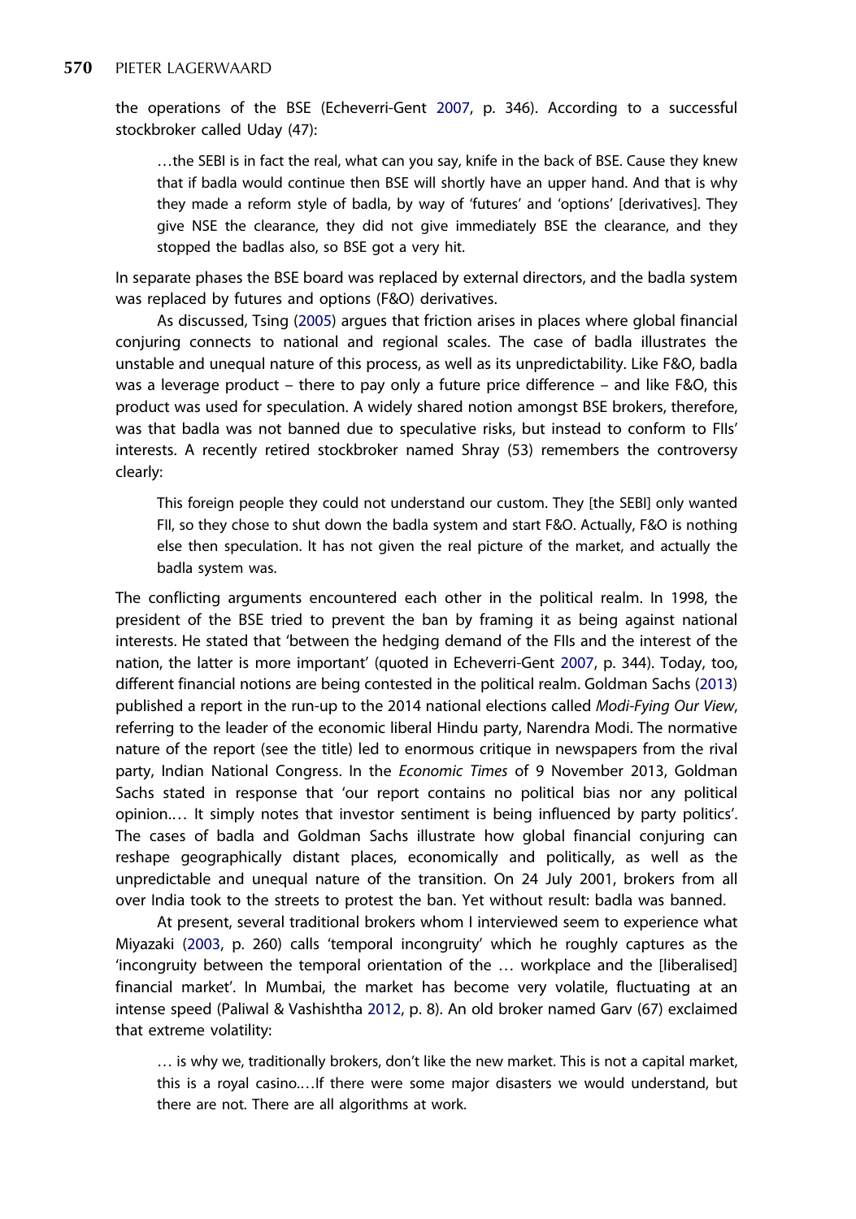the operations of the BSE (Echeverri-Gent 2007, p. 346). According to a successful stockbroker called Uday (47):

> …the SEBI is in fact the real, what can you say, knife in the back of BSE. Cause they knew that if badla would continue then BSE will shortly have an upper hand. And that is why they made a reform style of badla, by way of 'futures' and 'options' [derivatives]. They give NSE the clearance, they did not give immediately BSE the clearance, and they stopped the badlas also, so BSE got a very hit.

In separate phases the BSE board was replaced by external directors, and the badla system was replaced by futures and options (F&O) derivatives.

As discussed, Tsing (2005) argues that friction arises in places where global financial conjuring connects to national and regional scales. The case of badla illustrates the unstable and unequal nature of this process, as well as its unpredictability. Like F&O, badla was a leverage product – there to pay only a future price difference – and like F&O, this product was used for speculation. A widely shared notion amongst BSE brokers, therefore, was that badla was not banned due to speculative risks, but instead to conform to FIIs' interests. A recently retired stockbroker named Shray (53) remembers the controversy clearly:

> This foreign people they could not understand our custom. They [the SEBI] only wanted FII, so they chose to shut down the badla system and start F&O. Actually, F&O is nothing else then speculation. It has not given the real picture of the market, and actually the badla system was.

The conflicting arguments encountered each other in the political realm. In 1998, the president of the BSE tried to prevent the ban by framing it as being against national interests. He stated that 'between the hedging demand of the FIIs and the interest of the nation, the latter is more important' (quoted in Echeverri-Gent 2007, p. 344). Today, too, different financial notions are being contested in the political realm. Goldman Sachs (2013) published a report in the run-up to the 2014 national elections called *Modi-Fying Our View*, referring to the leader of the economic liberal Hindu party, Narendra Modi. The normative nature of the report (see the title) led to enormous critique in newspapers from the rival party, Indian National Congress. In the *Economic Times* of 9 November 2013, Goldman Sachs stated in response that 'our report contains no political bias nor any political opinion.… It simply notes that investor sentiment is being influenced by party politics'. The cases of badla and Goldman Sachs illustrate how global financial conjuring can reshape geographically distant places, economically and politically, as well as the unpredictable and unequal nature of the transition. On 24 July 2001, brokers from all over India took to the streets to protest the ban. Yet without result: badla was banned.

At present, several traditional brokers whom I interviewed seem to experience what Miyazaki (2003, p. 260) calls 'temporal incongruity' which he roughly captures as the 'incongruity between the temporal orientation of the … workplace and the [liberalised] financial market'. In Mumbai, the market has become very volatile, fluctuating at an intense speed (Paliwal & Vashishtha 2012, p. 8). An old broker named Garv (67) exclaimed that extreme volatility:

> … is why we, traditionally brokers, don't like the new market. This is not a capital market, this is a royal casino.…If there were some major disasters we would understand, but there are not. There are all algorithms at work.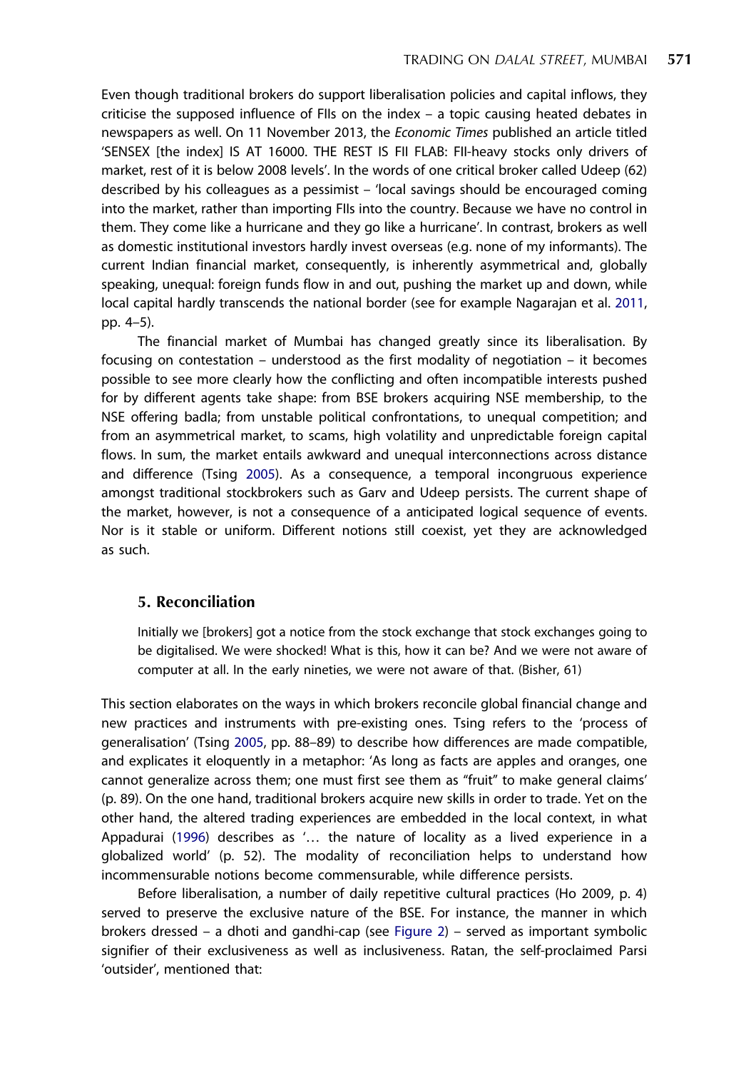Even though traditional brokers do support liberalisation policies and capital inflows, they criticise the supposed influence of FIIs on the index – a topic causing heated debates in newspapers as well. On 11 November 2013, the *Economic Times* published an article titled 'SENSEX [the index] IS AT 16000. THE REST IS FII FLAB: FII-heavy stocks only drivers of market, rest of it is below 2008 levels'. In the words of one critical broker called Udeep (62) described by his colleagues as a pessimist – 'local savings should be encouraged coming into the market, rather than importing FIIs into the country. Because we have no control in them. They come like a hurricane and they go like a hurricane'. In contrast, brokers as well as domestic institutional investors hardly invest overseas (e.g. none of my informants). The current Indian financial market, consequently, is inherently asymmetrical and, globally speaking, unequal: foreign funds flow in and out, pushing the market up and down, while local capital hardly transcends the national border (see for example Nagarajan et al. 2011, pp. 4–5).

The financial market of Mumbai has changed greatly since its liberalisation. By focusing on contestation – understood as the first modality of negotiation – it becomes possible to see more clearly how the conflicting and often incompatible interests pushed for by different agents take shape: from BSE brokers acquiring NSE membership, to the NSE offering badla; from unstable political confrontations, to unequal competition; and from an asymmetrical market, to scams, high volatility and unpredictable foreign capital flows. In sum, the market entails awkward and unequal interconnections across distance and difference (Tsing 2005). As a consequence, a temporal incongruous experience amongst traditional stockbrokers such as Garv and Udeep persists. The current shape of the market, however, is not a consequence of a anticipated logical sequence of events. Nor is it stable or uniform. Different notions still coexist, yet they are acknowledged as such.

## 5. Reconciliation

> Initially we [brokers] got a notice from the stock exchange that stock exchanges going to be digitalised. We were shocked! What is this, how it can be? And we were not aware of computer at all. In the early nineties, we were not aware of that. (Bisher, 61)

This section elaborates on the ways in which brokers reconcile global financial change and new practices and instruments with pre-existing ones. Tsing refers to the 'process of generalisation' (Tsing 2005, pp. 88–89) to describe how differences are made compatible, and explicates it eloquently in a metaphor: 'As long as facts are apples and oranges, one cannot generalize across them; one must first see them as "fruit" to make general claims' (p. 89). On the one hand, traditional brokers acquire new skills in order to trade. Yet on the other hand, the altered trading experiences are embedded in the local context, in what Appadurai (1996) describes as '… the nature of locality as a lived experience in a globalized world' (p. 52). The modality of reconciliation helps to understand how incommensurable notions become commensurable, while difference persists.

Before liberalisation, a number of daily repetitive cultural practices (Ho 2009, p. 4) served to preserve the exclusive nature of the BSE. For instance, the manner in which brokers dressed – a dhoti and gandhi-cap (see Figure 2) – served as important symbolic signifier of their exclusiveness as well as inclusiveness. Ratan, the self-proclaimed Parsi 'outsider', mentioned that: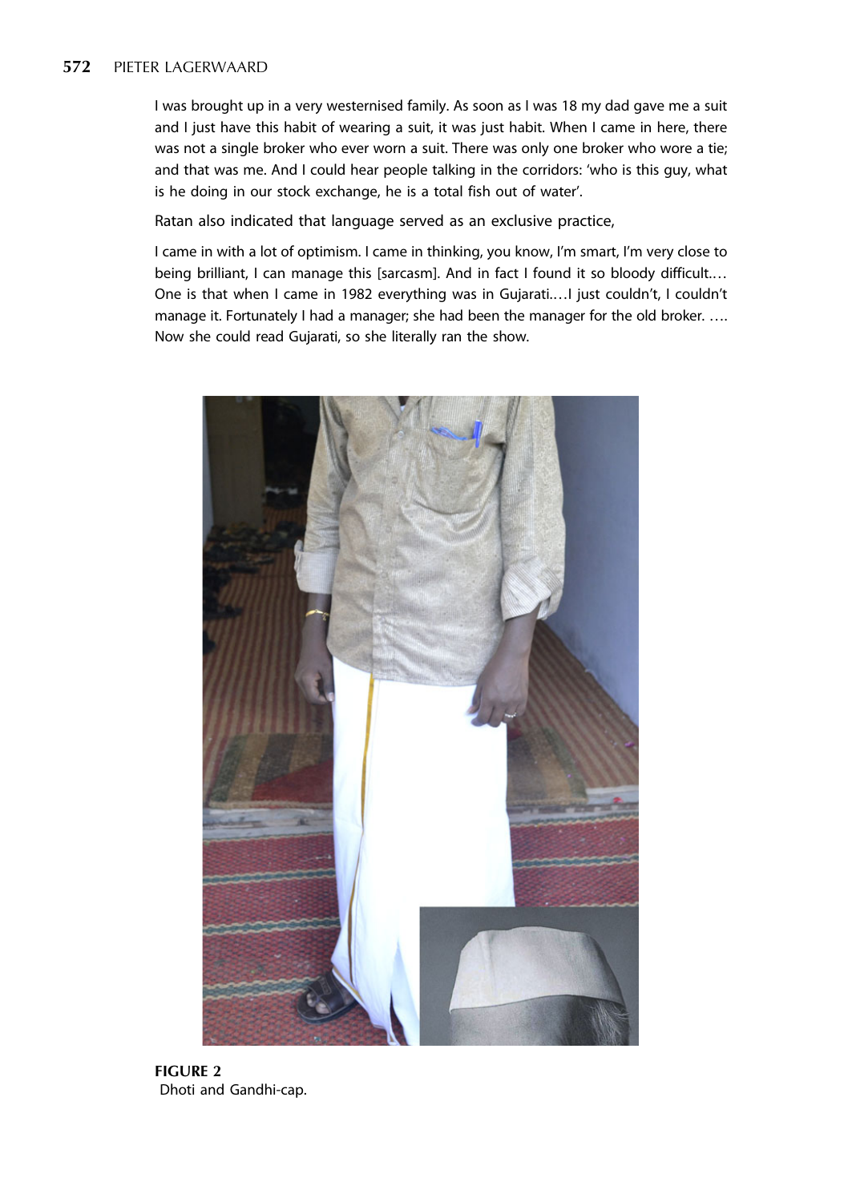I was brought up in a very westernised family. As soon as I was 18 my dad gave me a suit and I just have this habit of wearing a suit, it was just habit. When I came in here, there was not a single broker who ever worn a suit. There was only one broker who wore a tie; and that was me. And I could hear people talking in the corridors: 'who is this guy, what is he doing in our stock exchange, he is a total fish out of water'.

Ratan also indicated that language served as an exclusive practice,

I came in with a lot of optimism. I came in thinking, you know, I'm smart, I'm very close to being brilliant, I can manage this [sarcasm]. And in fact I found it so bloody difficult.… One is that when I came in 1982 everything was in Gujarati.…I just couldn't, I couldn't manage it. Fortunately I had a manager; she had been the manager for the old broker. …. Now she could read Gujarati, so she literally ran the show.

**FIGURE 2**
Dhoti and Gandhi-cap.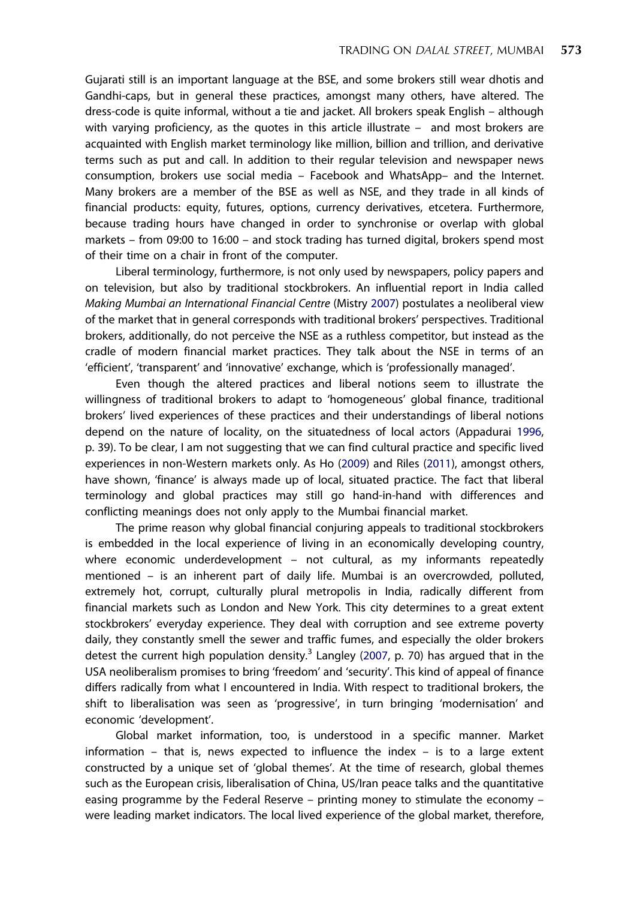Gujarati still is an important language at the BSE, and some brokers still wear dhotis and Gandhi-caps, but in general these practices, amongst many others, have altered. The dress-code is quite informal, without a tie and jacket. All brokers speak English – although with varying proficiency, as the quotes in this article illustrate – and most brokers are acquainted with English market terminology like million, billion and trillion, and derivative terms such as put and call. In addition to their regular television and newspaper news consumption, brokers use social media – Facebook and WhatsApp– and the Internet. Many brokers are a member of the BSE as well as NSE, and they trade in all kinds of financial products: equity, futures, options, currency derivatives, etcetera. Furthermore, because trading hours have changed in order to synchronise or overlap with global markets – from 09:00 to 16:00 – and stock trading has turned digital, brokers spend most of their time on a chair in front of the computer.

Liberal terminology, furthermore, is not only used by newspapers, policy papers and on television, but also by traditional stockbrokers. An influential report in India called *Making Mumbai an International Financial Centre* (Mistry 2007) postulates a neoliberal view of the market that in general corresponds with traditional brokers' perspectives. Traditional brokers, additionally, do not perceive the NSE as a ruthless competitor, but instead as the cradle of modern financial market practices. They talk about the NSE in terms of an 'efficient', 'transparent' and 'innovative' exchange, which is 'professionally managed'.

Even though the altered practices and liberal notions seem to illustrate the willingness of traditional brokers to adapt to 'homogeneous' global finance, traditional brokers' lived experiences of these practices and their understandings of liberal notions depend on the nature of locality, on the situatedness of local actors (Appadurai 1996, p. 39). To be clear, I am not suggesting that we can find cultural practice and specific lived experiences in non-Western markets only. As Ho (2009) and Riles (2011), amongst others, have shown, 'finance' is always made up of local, situated practice. The fact that liberal terminology and global practices may still go hand-in-hand with differences and conflicting meanings does not only apply to the Mumbai financial market.

The prime reason why global financial conjuring appeals to traditional stockbrokers is embedded in the local experience of living in an economically developing country, where economic underdevelopment – not cultural, as my informants repeatedly mentioned – is an inherent part of daily life. Mumbai is an overcrowded, polluted, extremely hot, corrupt, culturally plural metropolis in India, radically different from financial markets such as London and New York. This city determines to a great extent stockbrokers' everyday experience. They deal with corruption and see extreme poverty daily, they constantly smell the sewer and traffic fumes, and especially the older brokers detest the current high population density.[3] Langley (2007, p. 70) has argued that in the USA neoliberalism promises to bring 'freedom' and 'security'. This kind of appeal of finance differs radically from what I encountered in India. With respect to traditional brokers, the shift to liberalisation was seen as 'progressive', in turn bringing 'modernisation' and economic 'development'.

Global market information, too, is understood in a specific manner. Market information – that is, news expected to influence the index – is to a large extent constructed by a unique set of 'global themes'. At the time of research, global themes such as the European crisis, liberalisation of China, US/Iran peace talks and the quantitative easing programme by the Federal Reserve – printing money to stimulate the economy – were leading market indicators. The local lived experience of the global market, therefore,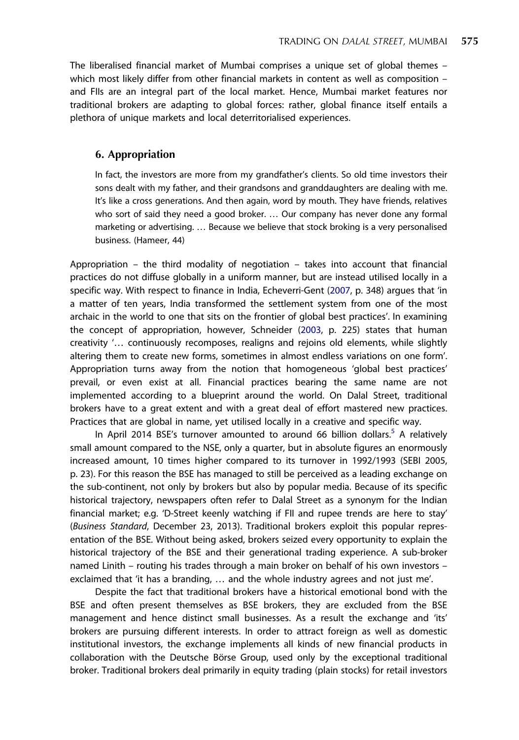The liberalised financial market of Mumbai comprises a unique set of global themes – which most likely differ from other financial markets in content as well as composition – and FIIs are an integral part of the local market. Hence, Mumbai market features nor traditional brokers are adapting to global forces: rather, global finance itself entails a plethora of unique markets and local deterritorialised experiences.

## 6. Appropriation

> In fact, the investors are more from my grandfather's clients. So old time investors their sons dealt with my father, and their grandsons and granddaughters are dealing with me. It's like a cross generations. And then again, word by mouth. They have friends, relatives who sort of said they need a good broker. … Our company has never done any formal marketing or advertising. … Because we believe that stock broking is a very personalised business. (Hameer, 44)

Appropriation – the third modality of negotiation – takes into account that financial practices do not diffuse globally in a uniform manner, but are instead utilised locally in a specific way. With respect to finance in India, Echeverri-Gent (2007, p. 348) argues that 'in a matter of ten years, India transformed the settlement system from one of the most archaic in the world to one that sits on the frontier of global best practices'. In examining the concept of appropriation, however, Schneider (2003, p. 225) states that human creativity '… continuously recomposes, realigns and rejoins old elements, while slightly altering them to create new forms, sometimes in almost endless variations on one form'. Appropriation turns away from the notion that homogeneous 'global best practices' prevail, or even exist at all. Financial practices bearing the same name are not implemented according to a blueprint around the world. On Dalal Street, traditional brokers have to a great extent and with a great deal of effort mastered new practices. Practices that are global in name, yet utilised locally in a creative and specific way.

In April 2014 BSE's turnover amounted to around 66 billion dollars.[5] A relatively small amount compared to the NSE, only a quarter, but in absolute figures an enormously increased amount, 10 times higher compared to its turnover in 1992/1993 (SEBI 2005, p. 23). For this reason the BSE has managed to still be perceived as a leading exchange on the sub-continent, not only by brokers but also by popular media. Because of its specific historical trajectory, newspapers often refer to Dalal Street as a synonym for the Indian financial market; e.g. 'D-Street keenly watching if FII and rupee trends are here to stay' (*Business Standard*, December 23, 2013). Traditional brokers exploit this popular representation of the BSE. Without being asked, brokers seized every opportunity to explain the historical trajectory of the BSE and their generational trading experience. A sub-broker named Linith – routing his trades through a main broker on behalf of his own investors – exclaimed that 'it has a branding, … and the whole industry agrees and not just me'.

Despite the fact that traditional brokers have a historical emotional bond with the BSE and often present themselves as BSE brokers, they are excluded from the BSE management and hence distinct small businesses. As a result the exchange and 'its' brokers are pursuing different interests. In order to attract foreign as well as domestic institutional investors, the exchange implements all kinds of new financial products in collaboration with the Deutsche Börse Group, used only by the exceptional traditional broker. Traditional brokers deal primarily in equity trading (plain stocks) for retail investors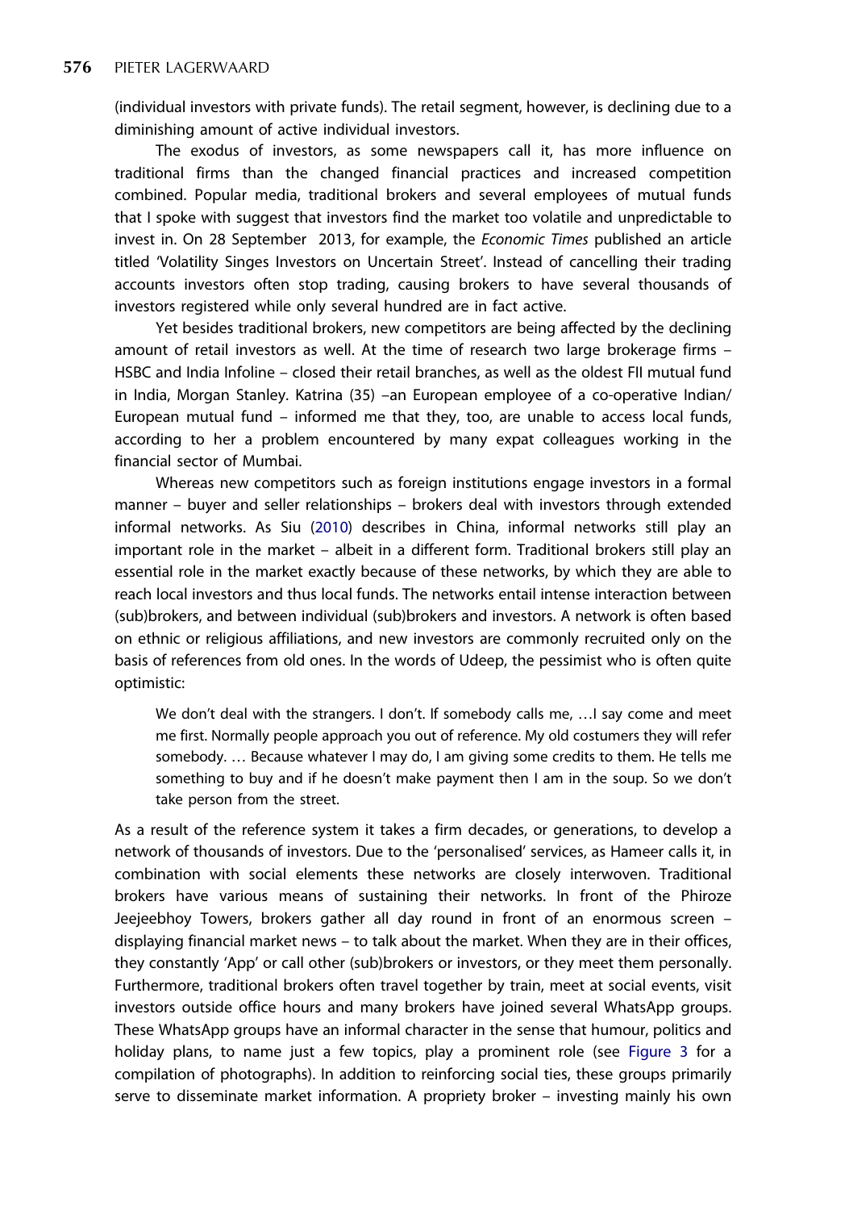(individual investors with private funds). The retail segment, however, is declining due to a diminishing amount of active individual investors.

The exodus of investors, as some newspapers call it, has more influence on traditional firms than the changed financial practices and increased competition combined. Popular media, traditional brokers and several employees of mutual funds that I spoke with suggest that investors find the market too volatile and unpredictable to invest in. On 28 September 2013, for example, the *Economic Times* published an article titled 'Volatility Singes Investors on Uncertain Street'. Instead of cancelling their trading accounts investors often stop trading, causing brokers to have several thousands of investors registered while only several hundred are in fact active.

Yet besides traditional brokers, new competitors are being affected by the declining amount of retail investors as well. At the time of research two large brokerage firms – HSBC and India Infoline – closed their retail branches, as well as the oldest FII mutual fund in India, Morgan Stanley. Katrina (35) –an European employee of a co-operative Indian/European mutual fund – informed me that they, too, are unable to access local funds, according to her a problem encountered by many expat colleagues working in the financial sector of Mumbai.

Whereas new competitors such as foreign institutions engage investors in a formal manner – buyer and seller relationships – brokers deal with investors through extended informal networks. As Siu (2010) describes in China, informal networks still play an important role in the market – albeit in a different form. Traditional brokers still play an essential role in the market exactly because of these networks, by which they are able to reach local investors and thus local funds. The networks entail intense interaction between (sub)brokers, and between individual (sub)brokers and investors. A network is often based on ethnic or religious affiliations, and new investors are commonly recruited only on the basis of references from old ones. In the words of Udeep, the pessimist who is often quite optimistic:

> We don't deal with the strangers. I don't. If somebody calls me, …I say come and meet me first. Normally people approach you out of reference. My old costumers they will refer somebody. … Because whatever I may do, I am giving some credits to them. He tells me something to buy and if he doesn't make payment then I am in the soup. So we don't take person from the street.

As a result of the reference system it takes a firm decades, or generations, to develop a network of thousands of investors. Due to the 'personalised' services, as Hameer calls it, in combination with social elements these networks are closely interwoven. Traditional brokers have various means of sustaining their networks. In front of the Phiroze Jeejeebhoy Towers, brokers gather all day round in front of an enormous screen – displaying financial market news – to talk about the market. When they are in their offices, they constantly 'App' or call other (sub)brokers or investors, or they meet them personally. Furthermore, traditional brokers often travel together by train, meet at social events, visit investors outside office hours and many brokers have joined several WhatsApp groups. These WhatsApp groups have an informal character in the sense that humour, politics and holiday plans, to name just a few topics, play a prominent role (see Figure 3 for a compilation of photographs). In addition to reinforcing social ties, these groups primarily serve to disseminate market information. A propriety broker – investing mainly his own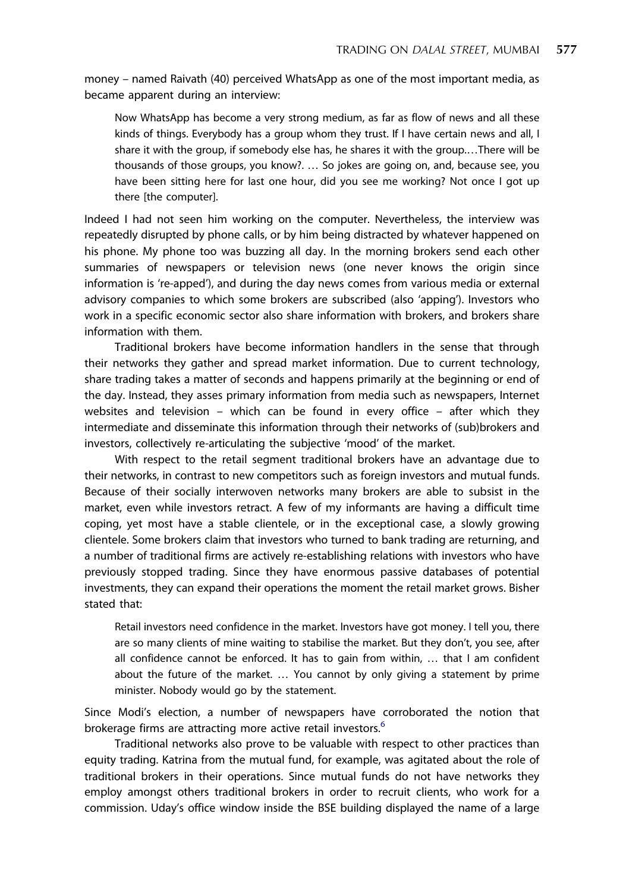money – named Raivath (40) perceived WhatsApp as one of the most important media, as became apparent during an interview:

> Now WhatsApp has become a very strong medium, as far as flow of news and all these kinds of things. Everybody has a group whom they trust. If I have certain news and all, I share it with the group, if somebody else has, he shares it with the group.…There will be thousands of those groups, you know?. … So jokes are going on, and, because see, you have been sitting here for last one hour, did you see me working? Not once I got up there [the computer].

Indeed I had not seen him working on the computer. Nevertheless, the interview was repeatedly disrupted by phone calls, or by him being distracted by whatever happened on his phone. My phone too was buzzing all day. In the morning brokers send each other summaries of newspapers or television news (one never knows the origin since information is 're-apped'), and during the day news comes from various media or external advisory companies to which some brokers are subscribed (also 'apping'). Investors who work in a specific economic sector also share information with brokers, and brokers share information with them.

Traditional brokers have become information handlers in the sense that through their networks they gather and spread market information. Due to current technology, share trading takes a matter of seconds and happens primarily at the beginning or end of the day. Instead, they asses primary information from media such as newspapers, Internet websites and television – which can be found in every office – after which they intermediate and disseminate this information through their networks of (sub)brokers and investors, collectively re-articulating the subjective 'mood' of the market.

With respect to the retail segment traditional brokers have an advantage due to their networks, in contrast to new competitors such as foreign investors and mutual funds. Because of their socially interwoven networks many brokers are able to subsist in the market, even while investors retract. A few of my informants are having a difficult time coping, yet most have a stable clientele, or in the exceptional case, a slowly growing clientele. Some brokers claim that investors who turned to bank trading are returning, and a number of traditional firms are actively re-establishing relations with investors who have previously stopped trading. Since they have enormous passive databases of potential investments, they can expand their operations the moment the retail market grows. Bisher stated that:

> Retail investors need confidence in the market. Investors have got money. I tell you, there are so many clients of mine waiting to stabilise the market. But they don't, you see, after all confidence cannot be enforced. It has to gain from within, … that I am confident about the future of the market. … You cannot by only giving a statement by prime minister. Nobody would go by the statement.

Since Modi's election, a number of newspapers have corroborated the notion that brokerage firms are attracting more active retail investors.[6]

Traditional networks also prove to be valuable with respect to other practices than equity trading. Katrina from the mutual fund, for example, was agitated about the role of traditional brokers in their operations. Since mutual funds do not have networks they employ amongst others traditional brokers in order to recruit clients, who work for a commission. Uday's office window inside the BSE building displayed the name of a large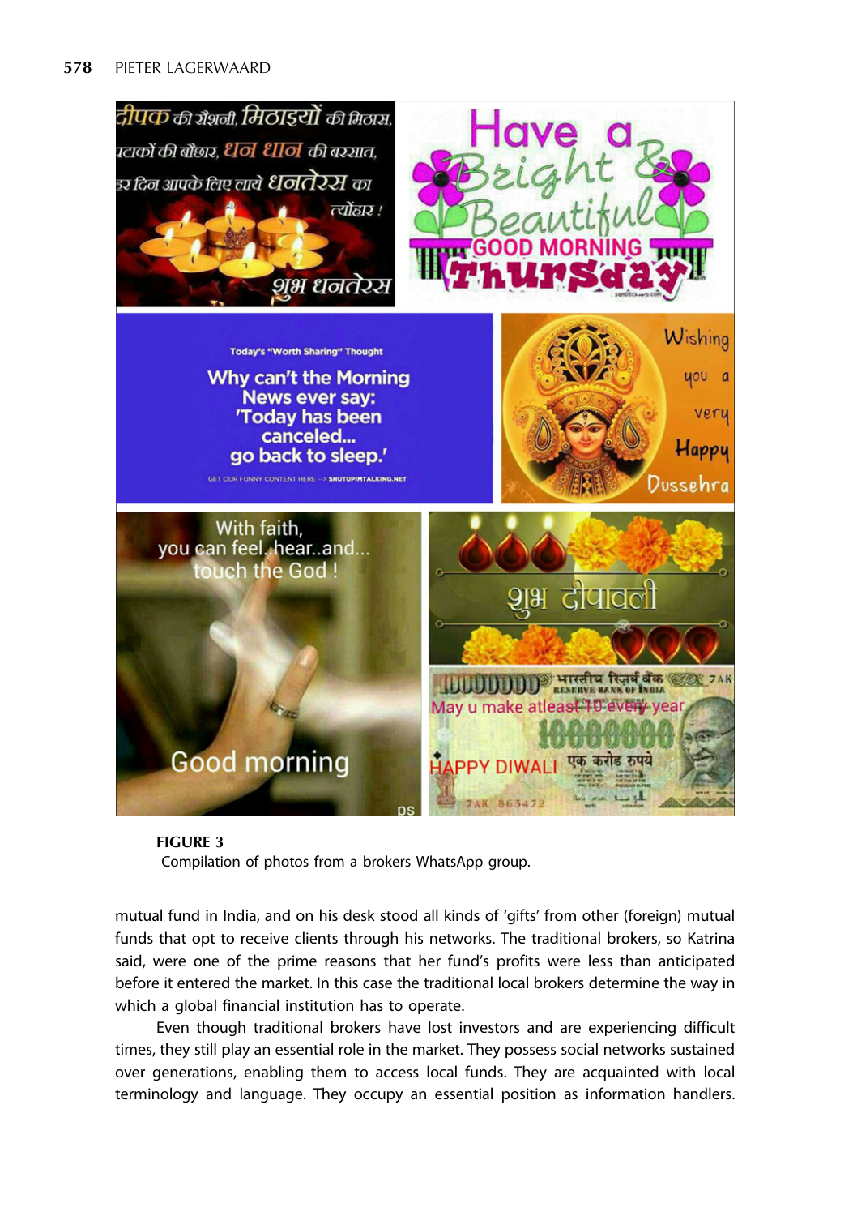**FIGURE 3**
Compilation of photos from a brokers WhatsApp group.

mutual fund in India, and on his desk stood all kinds of 'gifts' from other (foreign) mutual funds that opt to receive clients through his networks. The traditional brokers, so Katrina said, were one of the prime reasons that her fund's profits were less than anticipated before it entered the market. In this case the traditional local brokers determine the way in which a global financial institution has to operate.

Even though traditional brokers have lost investors and are experiencing difficult times, they still play an essential role in the market. They possess social networks sustained over generations, enabling them to access local funds. They are acquainted with local terminology and language. They occupy an essential position as information handlers.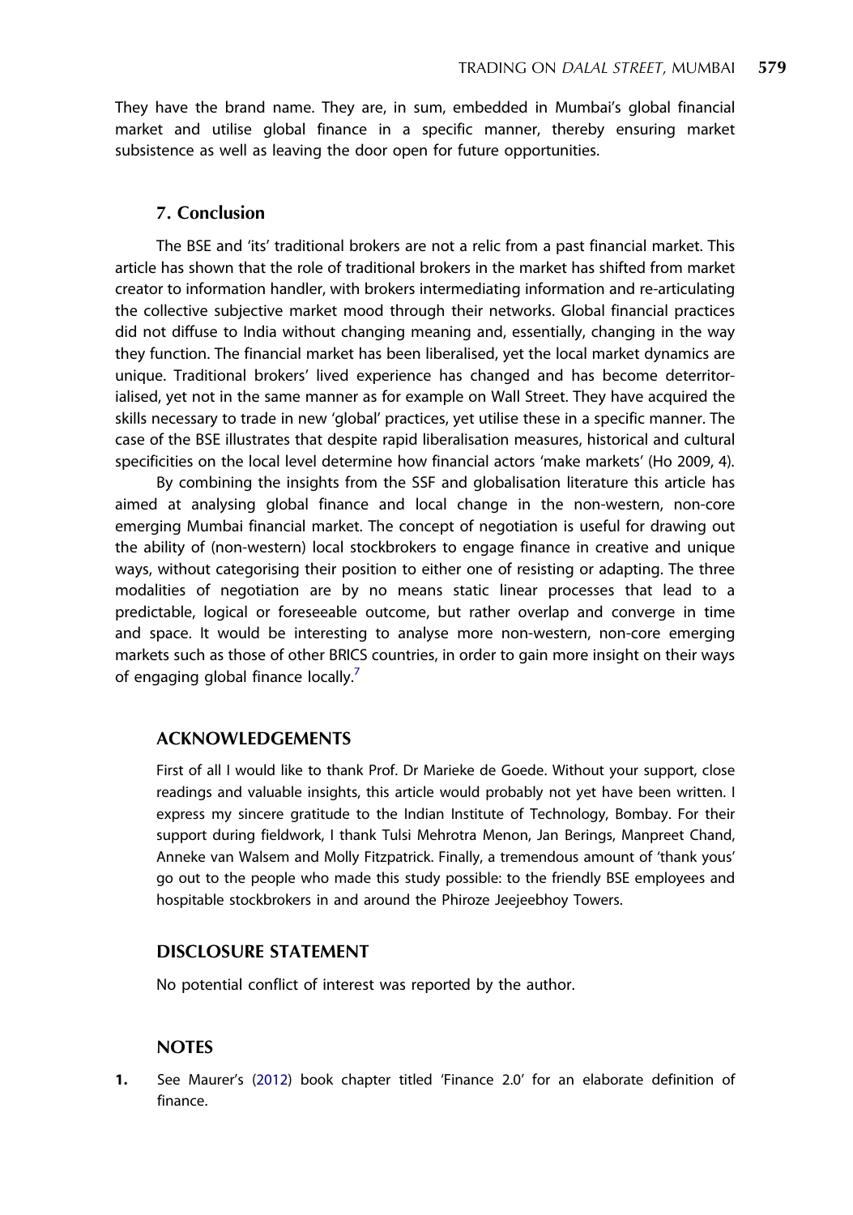They have the brand name. They are, in sum, embedded in Mumbai's global financial market and utilise global finance in a specific manner, thereby ensuring market subsistence as well as leaving the door open for future opportunities.

## 7. Conclusion

The BSE and 'its' traditional brokers are not a relic from a past financial market. This article has shown that the role of traditional brokers in the market has shifted from market creator to information handler, with brokers intermediating information and re-articulating the collective subjective market mood through their networks. Global financial practices did not diffuse to India without changing meaning and, essentially, changing in the way they function. The financial market has been liberalised, yet the local market dynamics are unique. Traditional brokers' lived experience has changed and has become deterritorialised, yet not in the same manner as for example on Wall Street. They have acquired the skills necessary to trade in new 'global' practices, yet utilise these in a specific manner. The case of the BSE illustrates that despite rapid liberalisation measures, historical and cultural specificities on the local level determine how financial actors 'make markets' (Ho 2009, 4).

By combining the insights from the SSF and globalisation literature this article has aimed at analysing global finance and local change in the non-western, non-core emerging Mumbai financial market. The concept of negotiation is useful for drawing out the ability of (non-western) local stockbrokers to engage finance in creative and unique ways, without categorising their position to either one of resisting or adapting. The three modalities of negotiation are by no means static linear processes that lead to a predictable, logical or foreseeable outcome, but rather overlap and converge in time and space. It would be interesting to analyse more non-western, non-core emerging markets such as those of other BRICS countries, in order to gain more insight on their ways of engaging global finance locally.[7]

## ACKNOWLEDGEMENTS

First of all I would like to thank Prof. Dr Marieke de Goede. Without your support, close readings and valuable insights, this article would probably not yet have been written. I express my sincere gratitude to the Indian Institute of Technology, Bombay. For their support during fieldwork, I thank Tulsi Mehrotra Menon, Jan Berings, Manpreet Chand, Anneke van Walsem and Molly Fitzpatrick. Finally, a tremendous amount of 'thank yous' go out to the people who made this study possible: to the friendly BSE employees and hospitable stockbrokers in and around the Phiroze Jeejeebhoy Towers.

## DISCLOSURE STATEMENT

No potential conflict of interest was reported by the author.

## NOTES

1. See Maurer's (2012) book chapter titled 'Finance 2.0' for an elaborate definition of finance.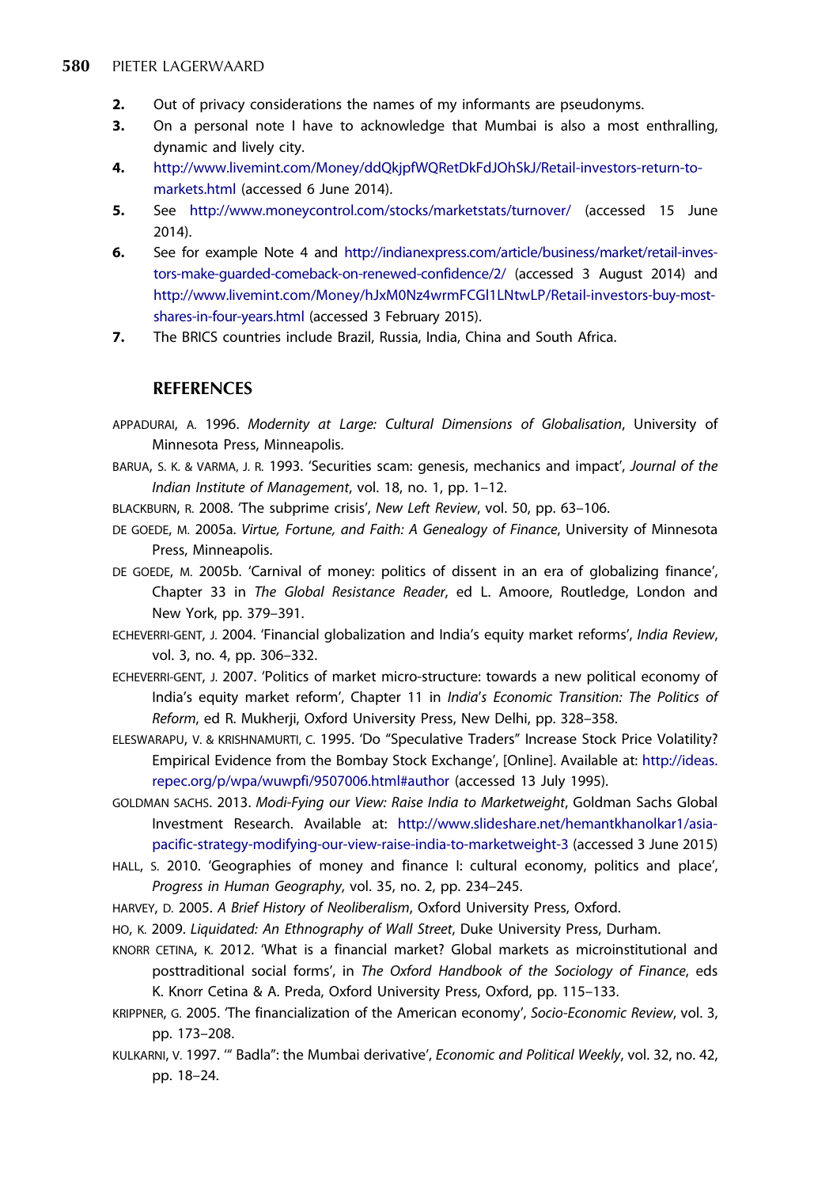2. Out of privacy considerations the names of my informants are pseudonyms.
3. On a personal note I have to acknowledge that Mumbai is also a most enthralling, dynamic and lively city.
4. http://www.livemint.com/Money/ddQkjpfWQRetDkFdJOhSkJ/Retail-investors-return-to-markets.html (accessed 6 June 2014).
5. See http://www.moneycontrol.com/stocks/marketstats/turnover/ (accessed 15 June 2014).
6. See for example Note 4 and http://indianexpress.com/article/business/market/retail-investors-make-guarded-comeback-on-renewed-confidence/2/ (accessed 3 August 2014) and http://www.livemint.com/Money/hJxM0Nz4wrmFCGl1LNtwLP/Retail-investors-buy-most-shares-in-four-years.html (accessed 3 February 2015).
7. The BRICS countries include Brazil, Russia, India, China and South Africa.

## REFERENCES

APPADURAI, A. 1996. *Modernity at Large: Cultural Dimensions of Globalisation*, University of Minnesota Press, Minneapolis.

BARUA, S. K. & VARMA, J. R. 1993. 'Securities scam: genesis, mechanics and impact', *Journal of the Indian Institute of Management*, vol. 18, no. 1, pp. 1–12.

BLACKBURN, R. 2008. 'The subprime crisis', *New Left Review*, vol. 50, pp. 63–106.

DE GOEDE, M. 2005a. *Virtue, Fortune, and Faith: A Genealogy of Finance*, University of Minnesota Press, Minneapolis.

DE GOEDE, M. 2005b. 'Carnival of money: politics of dissent in an era of globalizing finance', Chapter 33 in *The Global Resistance Reader*, ed L. Amoore, Routledge, London and New York, pp. 379–391.

ECHEVERRI-GENT, J. 2004. 'Financial globalization and India's equity market reforms', *India Review*, vol. 3, no. 4, pp. 306–332.

ECHEVERRI-GENT, J. 2007. 'Politics of market micro-structure: towards a new political economy of India's equity market reform', Chapter 11 in *India's Economic Transition: The Politics of Reform*, ed R. Mukherji, Oxford University Press, New Delhi, pp. 328–358.

ELESWARAPU, V. & KRISHNAMURTI, C. 1995. 'Do "Speculative Traders" Increase Stock Price Volatility? Empirical Evidence from the Bombay Stock Exchange', [Online]. Available at: http://ideas.repec.org/p/wpa/wuwpfi/9507006.html#author (accessed 13 July 1995).

GOLDMAN SACHS. 2013. *Modi-Fying our View: Raise India to Marketweight*, Goldman Sachs Global Investment Research. Available at: http://www.slideshare.net/hemantkhanolkar1/asia-pacific-strategy-modifying-our-view-raise-india-to-marketweight-3 (accessed 3 June 2015)

HALL, S. 2010. 'Geographies of money and finance I: cultural economy, politics and place', *Progress in Human Geography*, vol. 35, no. 2, pp. 234–245.

HARVEY, D. 2005. *A Brief History of Neoliberalism*, Oxford University Press, Oxford.

HO, K. 2009. *Liquidated: An Ethnography of Wall Street*, Duke University Press, Durham.

KNORR CETINA, K. 2012. 'What is a financial market? Global markets as microinstitutional and posttraditional social forms', in *The Oxford Handbook of the Sociology of Finance*, eds K. Knorr Cetina & A. Preda, Oxford University Press, Oxford, pp. 115–133.

KRIPPNER, G. 2005. 'The financialization of the American economy', *Socio-Economic Review*, vol. 3, pp. 173–208.

KULKARNI, V. 1997. '" Badla": the Mumbai derivative', *Economic and Political Weekly*, vol. 32, no. 42, pp. 18–24.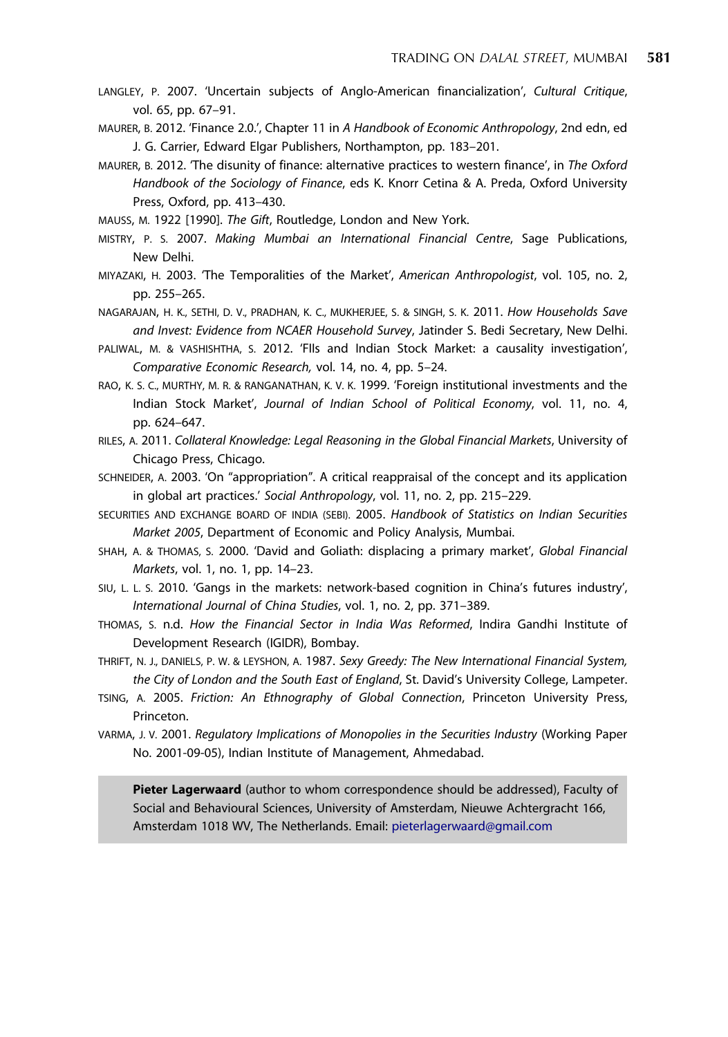LANGLEY, P. 2007. 'Uncertain subjects of Anglo-American financialization', *Cultural Critique*, vol. 65, pp. 67–91.

MAURER, B. 2012. 'Finance 2.0.', Chapter 11 in *A Handbook of Economic Anthropology*, 2nd edn, ed J. G. Carrier, Edward Elgar Publishers, Northampton, pp. 183–201.

MAURER, B. 2012. 'The disunity of finance: alternative practices to western finance', in *The Oxford Handbook of the Sociology of Finance*, eds K. Knorr Cetina & A. Preda, Oxford University Press, Oxford, pp. 413–430.

MAUSS, M. 1922 [1990]. *The Gift*, Routledge, London and New York.

MISTRY, P. S. 2007. *Making Mumbai an International Financial Centre*, Sage Publications, New Delhi.

MIYAZAKI, H. 2003. 'The Temporalities of the Market', *American Anthropologist*, vol. 105, no. 2, pp. 255–265.

NAGARAJAN, H. K., SETHI, D. V., PRADHAN, K. C., MUKHERJEE, S. & SINGH, S. K. 2011. *How Households Save and Invest: Evidence from NCAER Household Survey*, Jatinder S. Bedi Secretary, New Delhi.

PALIWAL, M. & VASHISHTHA, S. 2012. 'FIIs and Indian Stock Market: a causality investigation', *Comparative Economic Research,* vol. 14, no. 4, pp. 5–24.

RAO, K. S. C., MURTHY, M. R. & RANGANATHAN, K. V. K. 1999. 'Foreign institutional investments and the Indian Stock Market', *Journal of Indian School of Political Economy*, vol. 11, no. 4, pp. 624–647.

RILES, A. 2011. *Collateral Knowledge: Legal Reasoning in the Global Financial Markets*, University of Chicago Press, Chicago.

SCHNEIDER, A. 2003. 'On "appropriation". A critical reappraisal of the concept and its application in global art practices.' *Social Anthropology*, vol. 11, no. 2, pp. 215–229.

SECURITIES AND EXCHANGE BOARD OF INDIA (SEBI). 2005. *Handbook of Statistics on Indian Securities Market 2005*, Department of Economic and Policy Analysis, Mumbai.

SHAH, A. & THOMAS, S. 2000. 'David and Goliath: displacing a primary market', *Global Financial Markets*, vol. 1, no. 1, pp. 14–23.

SIU, L. L. S. 2010. 'Gangs in the markets: network-based cognition in China's futures industry', *International Journal of China Studies*, vol. 1, no. 2, pp. 371–389.

THOMAS, S. n.d. *How the Financial Sector in India Was Reformed*, Indira Gandhi Institute of Development Research (IGIDR), Bombay.

THRIFT, N. J., DANIELS, P. W. & LEYSHON, A. 1987. *Sexy Greedy: The New International Financial System, the City of London and the South East of England*, St. David's University College, Lampeter.

TSING, A. 2005. *Friction: An Ethnography of Global Connection*, Princeton University Press, Princeton.

VARMA, J. V. 2001. *Regulatory Implications of Monopolies in the Securities Industry* (Working Paper No. 2001-09-05), Indian Institute of Management, Ahmedabad.

**Pieter Lagerwaard** (author to whom correspondence should be addressed), Faculty of Social and Behavioural Sciences, University of Amsterdam, Nieuwe Achtergracht 166, Amsterdam 1018 WV, The Netherlands. Email: pieterlagerwaard@gmail.com